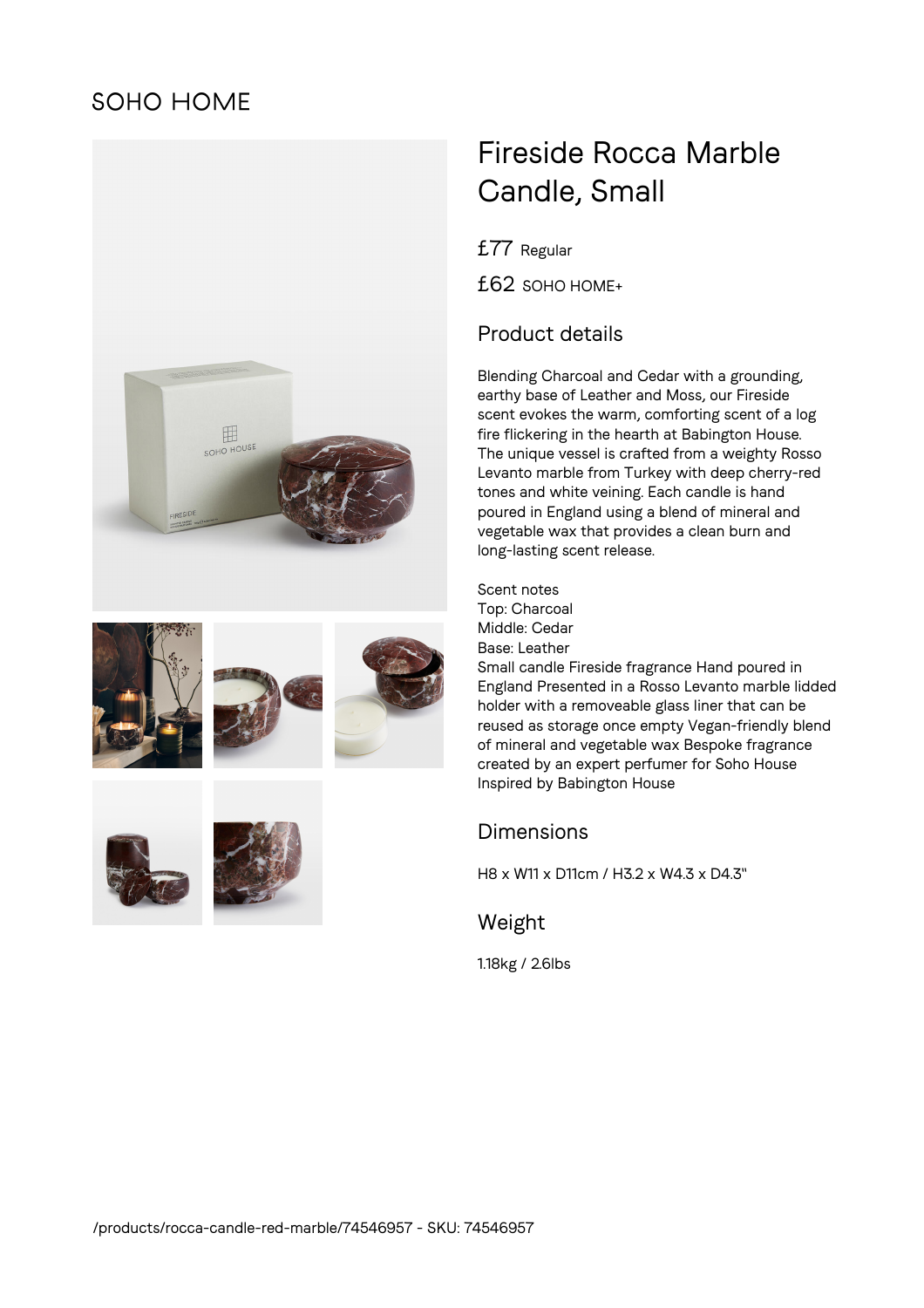SOHO HOME

# Fireside Rocca Marble Candle, Small

£77 Regular

£62 SOHO HOME+

## Product details

Blending Charcoal and Cedar with a grounding, earthy base of Leather and Moss, our Fireside scent evokes the warm, comforting scent of a log fire flickering in the hearth at Babington House. The unique vessel is crafted from a weighty Rosso Levanto marble from Turkey with deep cherry-red tones and white veining. Each candle is hand poured in England using a blend of mineral and vegetable wax that provides a clean burn and long-lasting scent release.

Scent notes
Top: Charcoal
Middle: Cedar
Base: Leather
Small candle Fireside fragrance Hand poured in England Presented in a Rosso Levanto marble lidded holder with a removeable glass liner that can be reused as storage once empty Vegan-friendly blend of mineral and vegetable wax Bespoke fragrance created by an expert perfumer for Soho House Inspired by Babington House

## Dimensions

H8 x W11 x D11cm / H3.2 x W4.3 x D4.3"

## Weight

1.18kg / 2.6lbs

/products/rocca-candle-red-marble/74546957 - SKU: 74546957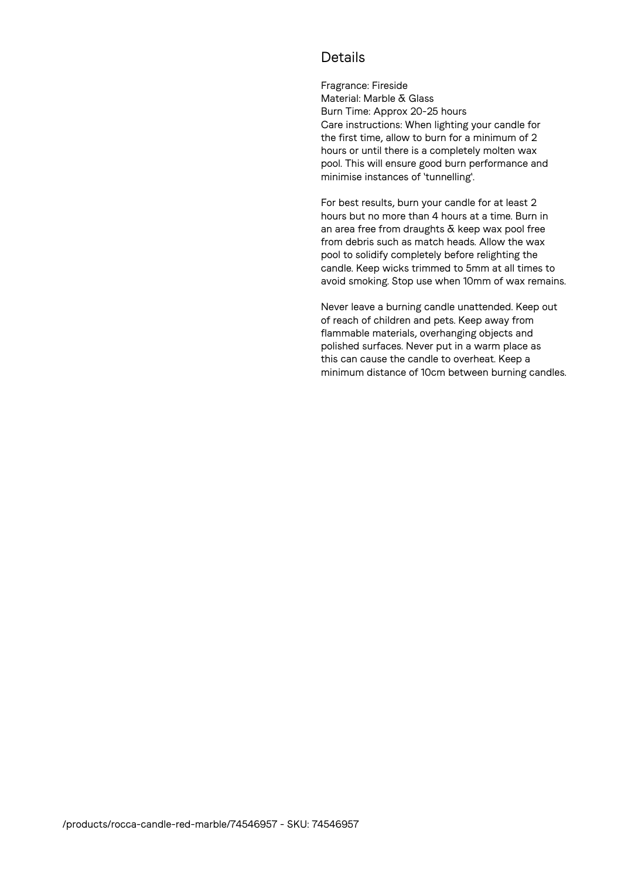## Details

Fragrance: Fireside
Material: Marble & Glass
Burn Time: Approx 20-25 hours
Care instructions: When lighting your candle for the first time, allow to burn for a minimum of 2 hours or until there is a completely molten wax pool. This will ensure good burn performance and minimise instances of 'tunnelling'.

For best results, burn your candle for at least 2 hours but no more than 4 hours at a time. Burn in an area free from draughts & keep wax pool free from debris such as match heads. Allow the wax pool to solidify completely before relighting the candle. Keep wicks trimmed to 5mm at all times to avoid smoking. Stop use when 10mm of wax remains.

Never leave a burning candle unattended. Keep out of reach of children and pets. Keep away from flammable materials, overhanging objects and polished surfaces. Never put in a warm place as this can cause the candle to overheat. Keep a minimum distance of 10cm between burning candles.

/products/rocca-candle-red-marble/74546957 - SKU: 74546957